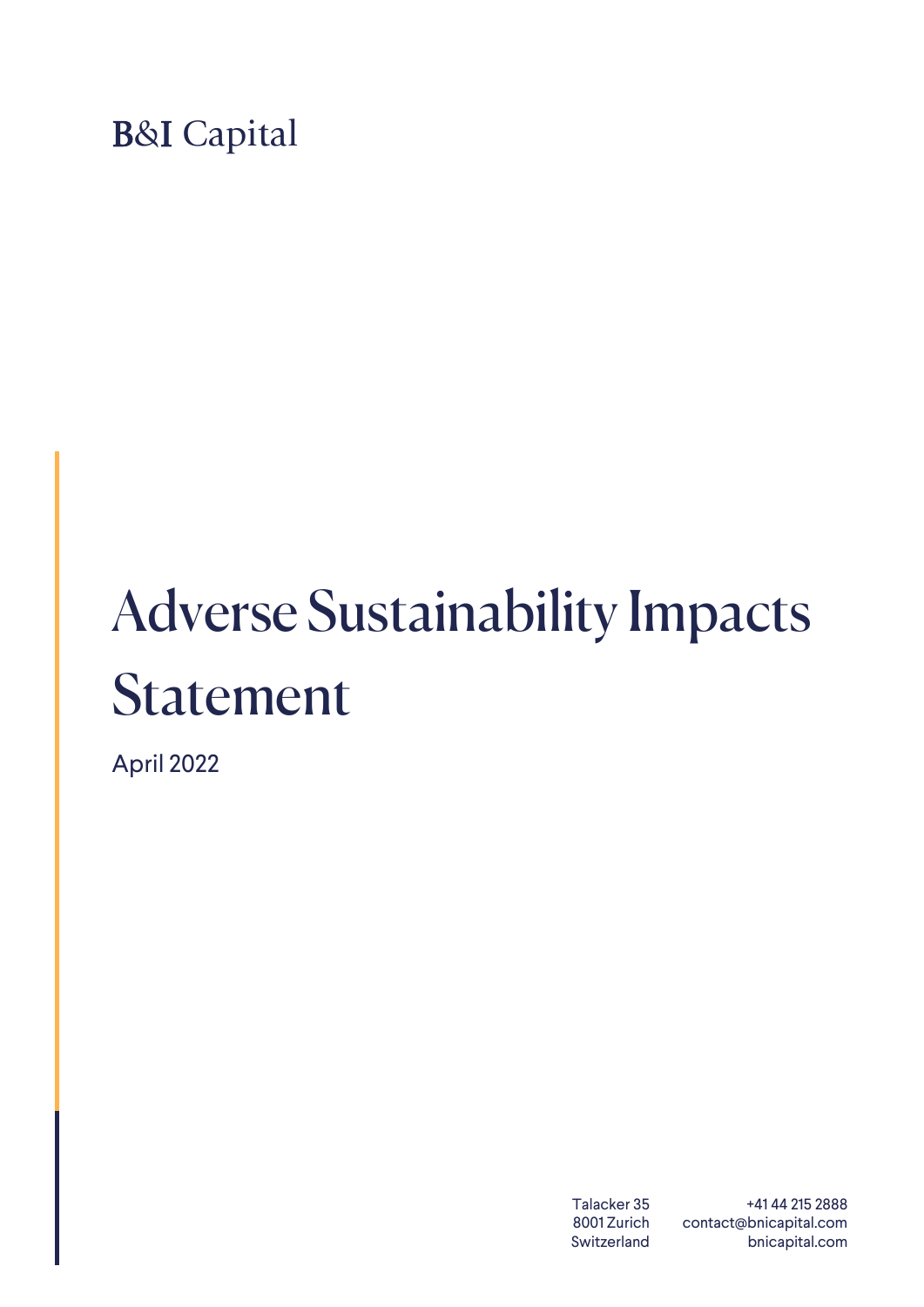B&I Capital

# Adverse Sustainability Impacts Statement

April 2022

Talacker 35
8001 Zurich
Switzerland

+41 44 215 2888
contact@bnicapital.com
bnicapital.com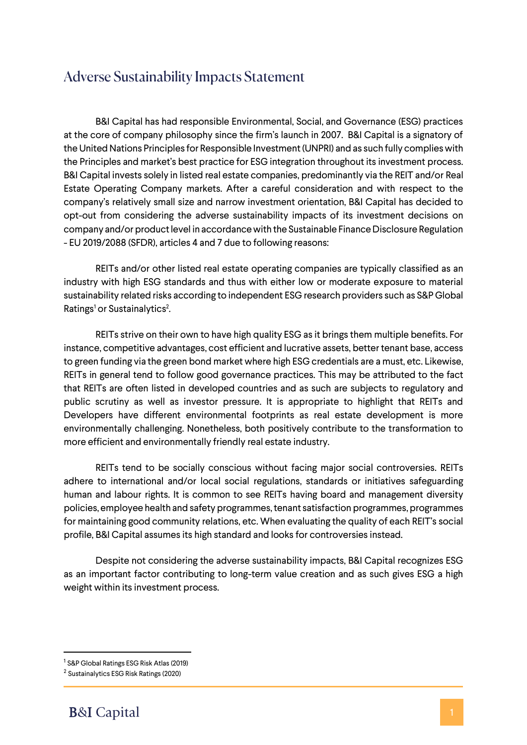# Adverse Sustainability Impacts Statement

B&I Capital has had responsible Environmental, Social, and Governance (ESG) practices at the core of company philosophy since the firm's launch in 2007. B&I Capital is a signatory of the United Nations Principles for Responsible Investment (UNPRI) and as such fully complies with the Principles and market's best practice for ESG integration throughout its investment process. B&I Capital invests solely in listed real estate companies, predominantly via the REIT and/or Real Estate Operating Company markets. After a careful consideration and with respect to the company's relatively small size and narrow investment orientation, B&I Capital has decided to opt-out from considering the adverse sustainability impacts of its investment decisions on company and/or product level in accordance with the Sustainable Finance Disclosure Regulation - EU 2019/2088 (SFDR), articles 4 and 7 due to following reasons:

REITs and/or other listed real estate operating companies are typically classified as an industry with high ESG standards and thus with either low or moderate exposure to material sustainability related risks according to independent ESG research providers such as S&P Global Ratings[1] or Sustainalytics[2].

REITs strive on their own to have high quality ESG as it brings them multiple benefits. For instance, competitive advantages, cost efficient and lucrative assets, better tenant base, access to green funding via the green bond market where high ESG credentials are a must, etc. Likewise, REITs in general tend to follow good governance practices. This may be attributed to the fact that REITs are often listed in developed countries and as such are subjects to regulatory and public scrutiny as well as investor pressure. It is appropriate to highlight that REITs and Developers have different environmental footprints as real estate development is more environmentally challenging. Nonetheless, both positively contribute to the transformation to more efficient and environmentally friendly real estate industry.

REITs tend to be socially conscious without facing major social controversies. REITs adhere to international and/or local social regulations, standards or initiatives safeguarding human and labour rights. It is common to see REITs having board and management diversity policies, employee health and safety programmes, tenant satisfaction programmes, programmes for maintaining good community relations, etc. When evaluating the quality of each REIT's social profile, B&I Capital assumes its high standard and looks for controversies instead.

Despite not considering the adverse sustainability impacts, B&I Capital recognizes ESG as an important factor contributing to long-term value creation and as such gives ESG a high weight within its investment process.

[1] S&P Global Ratings ESG Risk Atlas (2019)

[2] Sustainalytics ESG Risk Ratings (2020)